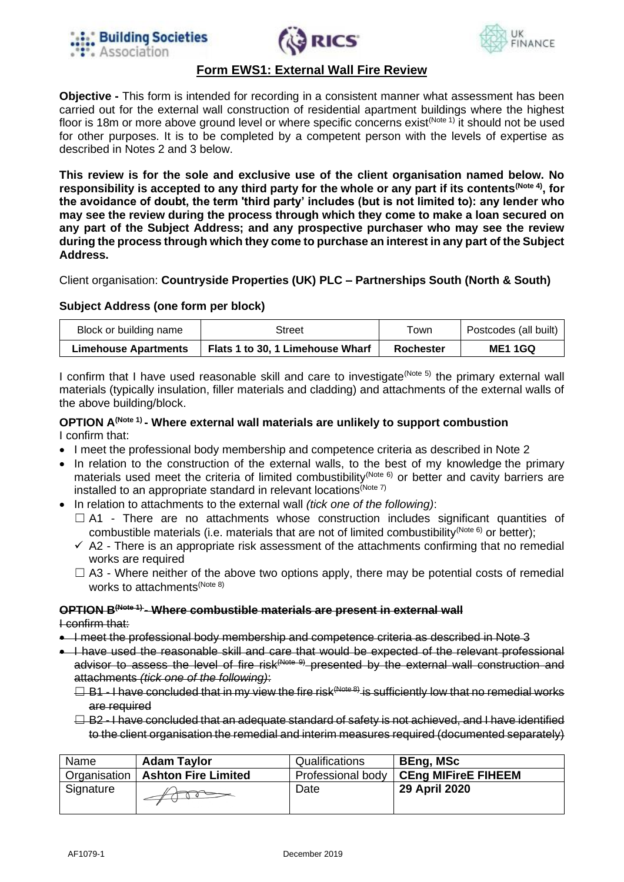## Form EWS1: External Wall Fire Review

**Objective -** This form is intended for recording in a consistent manner what assessment has been carried out for the external wall construction of residential apartment buildings where the highest floor is 18m or more above ground level or where specific concerns exist[(Note 1)] it should not be used for other purposes. It is to be completed by a competent person with the levels of expertise as described in Notes 2 and 3 below.

**This review is for the sole and exclusive use of the client organisation named below. No responsibility is accepted to any third party for the whole or any part if its contents[(Note 4)], for the avoidance of doubt, the term 'third party' includes (but is not limited to): any lender who may see the review during the process through which they come to make a loan secured on any part of the Subject Address; and any prospective purchaser who may see the review during the process through which they come to purchase an interest in any part of the Subject Address.**

Client organisation: **Countryside Properties (UK) PLC – Partnerships South (North & South)**

**Subject Address (one form per block)**

| Block or building name | Street | Town | Postcodes (all built) |
|---|---|---|---|
| **Limehouse Apartments** | **Flats 1 to 30, 1 Limehouse Wharf** | **Rochester** | **ME1 1GQ** |

I confirm that I have used reasonable skill and care to investigate[(Note 5)] the primary external wall materials (typically insulation, filler materials and cladding) and attachments of the external walls of the above building/block.

**OPTION A[(Note 1)] - Where external wall materials are unlikely to support combustion**

I confirm that:

- I meet the professional body membership and competence criteria as described in Note 2
- In relation to the construction of the external walls, to the best of my knowledge the primary materials used meet the criteria of limited combustibility[(Note 6)] or better and cavity barriers are installed to an appropriate standard in relevant locations[(Note 7)]
- In relation to attachments to the external wall *(tick one of the following)*:
  - ☐ A1 - There are no attachments whose construction includes significant quantities of combustible materials (i.e. materials that are not of limited combustibility[(Note 6)] or better);
  - ✓ A2 - There is an appropriate risk assessment of the attachments confirming that no remedial works are required
  - ☐ A3 - Where neither of the above two options apply, there may be potential costs of remedial works to attachments[(Note 8)]

~~**OPTION B[(Note 1)] - Where combustible materials are present in external wall**~~

~~I confirm that:~~

- ~~I meet the professional body membership and competence criteria as described in Note 3~~
- ~~I have used the reasonable skill and care that would be expected of the relevant professional advisor to assess the level of fire risk[(Note 9)] presented by the external wall construction and attachments *(tick one of the following)*:~~
  - ~~☐ B1 - I have concluded that in my view the fire risk[(Note 8)] is sufficiently low that no remedial works are required~~
  - ~~☐ B2 - I have concluded that an adequate standard of safety is not achieved, and I have identified to the client organisation the remedial and interim measures required (documented separately)~~

| Name | **Adam Taylor** | Qualifications | **BEng, MSc** |
|---|---|---|---|
| Organisation | **Ashton Fire Limited** | Professional body | **CEng MIFireE FIHEEM** |
| Signature | *(signature)* | Date | **29 April 2020** |

AF1079-1 December 2019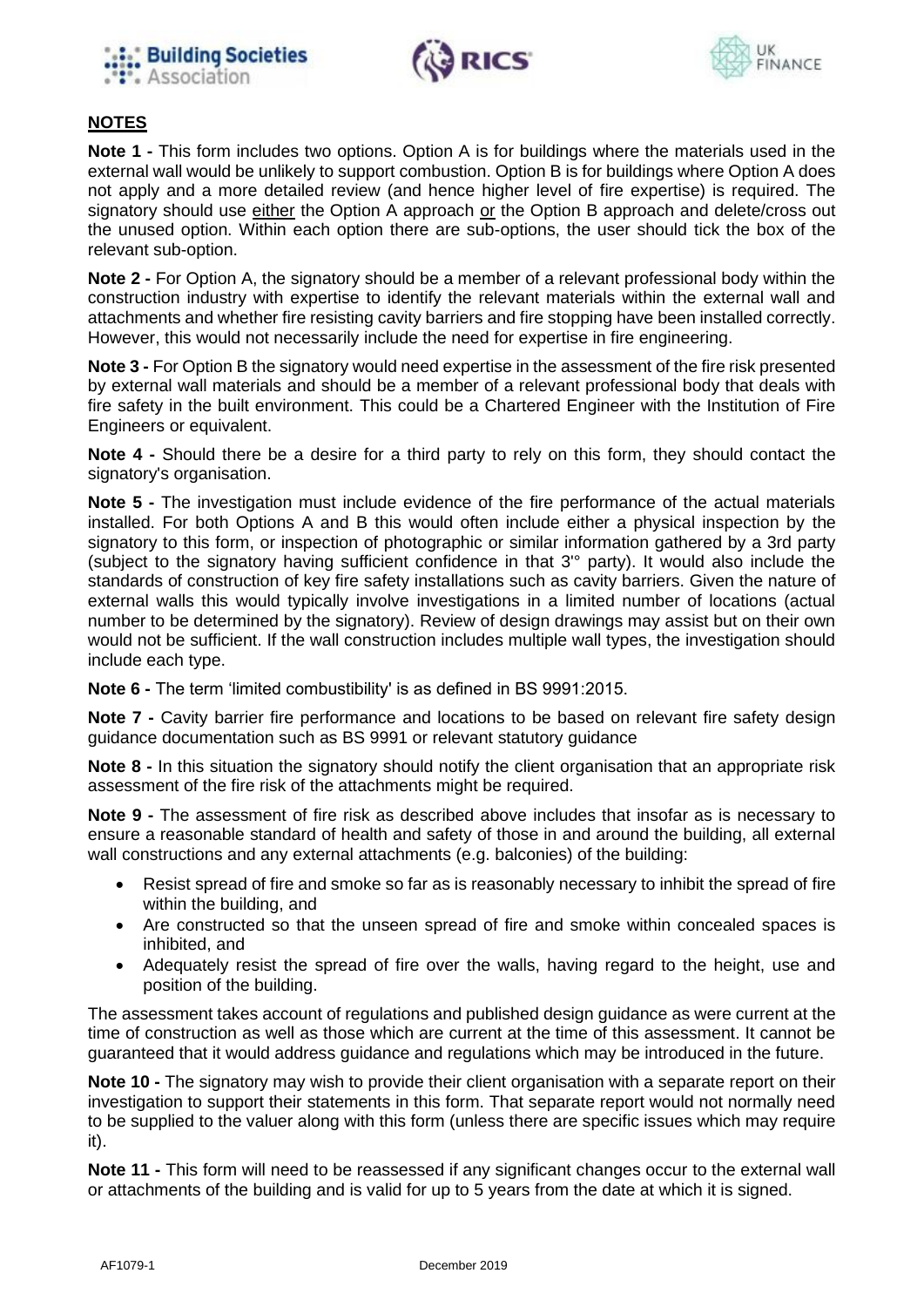## NOTES

**Note 1 -** This form includes two options. Option A is for buildings where the materials used in the external wall would be unlikely to support combustion. Option B is for buildings where Option A does not apply and a more detailed review (and hence higher level of fire expertise) is required. The signatory should use either the Option A approach or the Option B approach and delete/cross out the unused option. Within each option there are sub-options, the user should tick the box of the relevant sub-option.

**Note 2 -** For Option A, the signatory should be a member of a relevant professional body within the construction industry with expertise to identify the relevant materials within the external wall and attachments and whether fire resisting cavity barriers and fire stopping have been installed correctly. However, this would not necessarily include the need for expertise in fire engineering.

**Note 3 -** For Option B the signatory would need expertise in the assessment of the fire risk presented by external wall materials and should be a member of a relevant professional body that deals with fire safety in the built environment. This could be a Chartered Engineer with the Institution of Fire Engineers or equivalent.

**Note 4 -** Should there be a desire for a third party to rely on this form, they should contact the signatory's organisation.

**Note 5 -** The investigation must include evidence of the fire performance of the actual materials installed. For both Options A and B this would often include either a physical inspection by the signatory to this form, or inspection of photographic or similar information gathered by a 3rd party (subject to the signatory having sufficient confidence in that 3'° party). It would also include the standards of construction of key fire safety installations such as cavity barriers. Given the nature of external walls this would typically involve investigations in a limited number of locations (actual number to be determined by the signatory). Review of design drawings may assist but on their own would not be sufficient. If the wall construction includes multiple wall types, the investigation should include each type.

**Note 6 -** The term 'limited combustibility' is as defined in BS 9991:2015.

**Note 7 -** Cavity barrier fire performance and locations to be based on relevant fire safety design guidance documentation such as BS 9991 or relevant statutory guidance

**Note 8 -** In this situation the signatory should notify the client organisation that an appropriate risk assessment of the fire risk of the attachments might be required.

**Note 9 -** The assessment of fire risk as described above includes that insofar as is necessary to ensure a reasonable standard of health and safety of those in and around the building, all external wall constructions and any external attachments (e.g. balconies) of the building:

- Resist spread of fire and smoke so far as is reasonably necessary to inhibit the spread of fire within the building, and
- Are constructed so that the unseen spread of fire and smoke within concealed spaces is inhibited, and
- Adequately resist the spread of fire over the walls, having regard to the height, use and position of the building.

The assessment takes account of regulations and published design guidance as were current at the time of construction as well as those which are current at the time of this assessment. It cannot be guaranteed that it would address guidance and regulations which may be introduced in the future.

**Note 10 -** The signatory may wish to provide their client organisation with a separate report on their investigation to support their statements in this form. That separate report would not normally need to be supplied to the valuer along with this form (unless there are specific issues which may require it).

**Note 11 -** This form will need to be reassessed if any significant changes occur to the external wall or attachments of the building and is valid for up to 5 years from the date at which it is signed.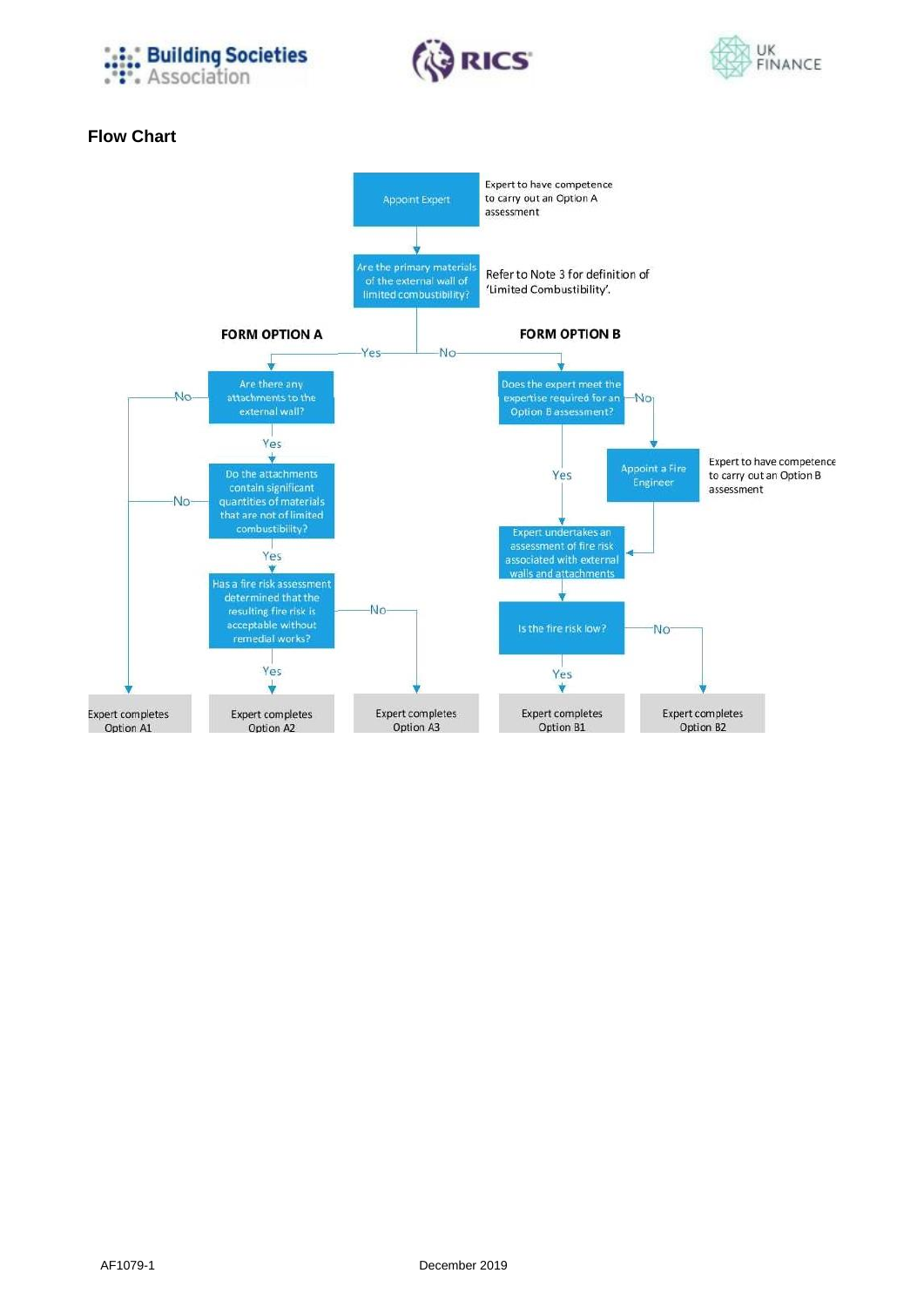## Flow Chart

Appoint Expert

Expert to have competence to carry out an Option A assessment

Are the primary materials of the external wall of limited combustibility?

Refer to Note 3 for definition of 'Limited Combustibility'.

**FORM OPTION A**

**FORM OPTION B**

Yes

No

Are there any attachments to the external wall?

No

Yes

Do the attachments contain significant quantities of materials that are not of limited combustibility?

No

Yes

Has a fire risk assessment determined that the resulting fire risk is acceptable without remedial works?

No

Yes

Does the expert meet the expertise required for an Option B assessment?

No

Appoint a Fire Engineer

Expert to have competence to carry out Option B assessment

Yes

Expert undertakes an assessment of fire risk associated with external walls and attachments

Is the fire risk low?

No

Yes

Expert completes Option A1

Expert completes Option A2

Expert completes Option A3

Expert completes Option B1

Expert completes Option B2

AF1079-1 December 2019